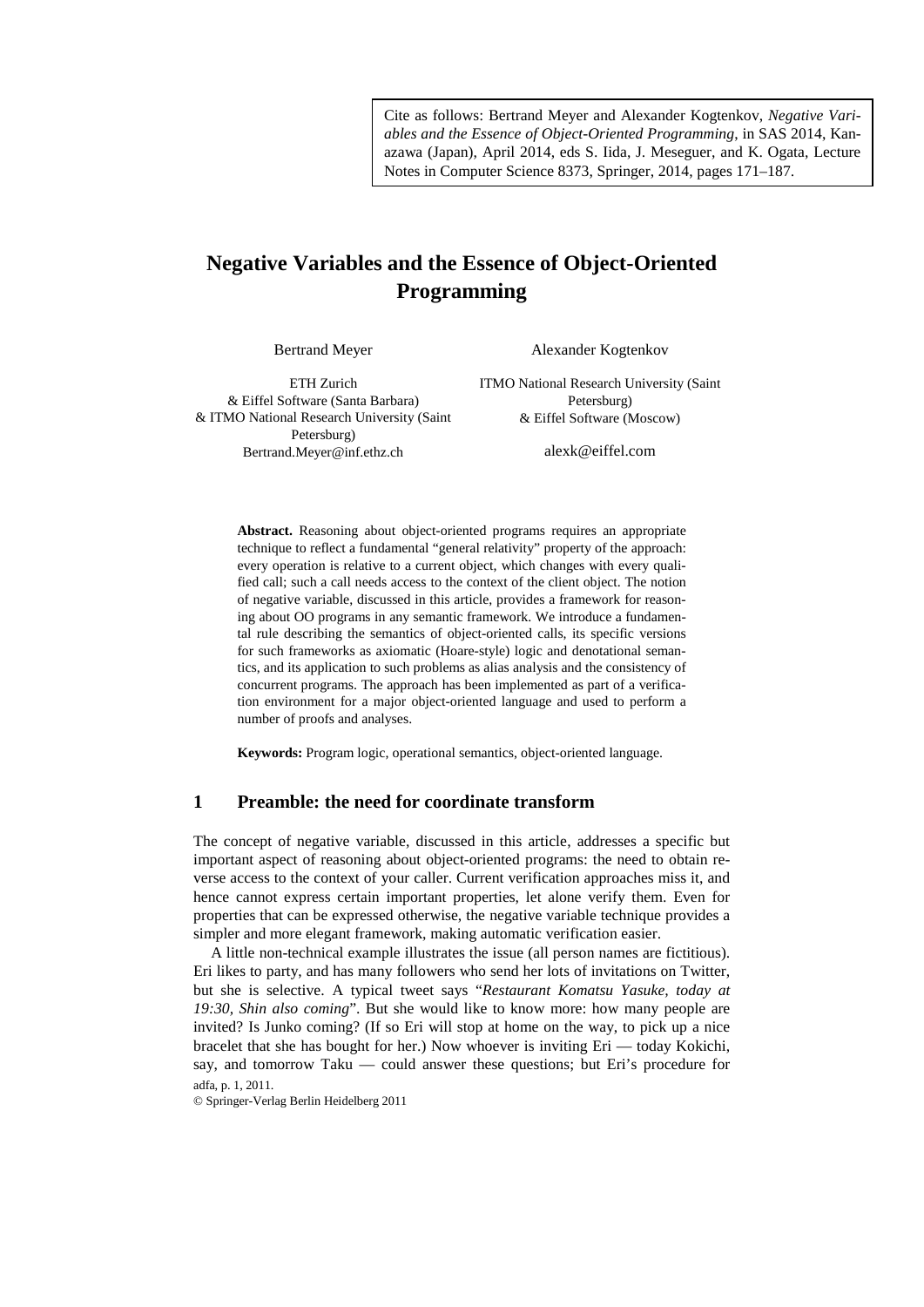Cite as follows: Bertrand Meyer and Alexander Kogtenkov, *Negative Variables and the Essence of Object-Oriented Programming*, in SAS 2014, Kanazawa (Japan), April 2014, eds S. Iida, J. Meseguer, and K. Ogata, Lecture Notes in Computer Science 8373, Springer, 2014, pages 171–187.

# Negative Variables and the Essence of Object-Oriented Programming

Bertrand Meyer

ETH Zurich
& Eiffel Software (Santa Barbara)
& ITMO National Research University (Saint Petersburg)
Bertrand.Meyer@inf.ethz.ch

Alexander Kogtenkov

ITMO National Research University (Saint Petersburg)
& Eiffel Software (Moscow)

alexk@eiffel.com

**Abstract.** Reasoning about object-oriented programs requires an appropriate technique to reflect a fundamental "general relativity" property of the approach: every operation is relative to a current object, which changes with every qualified call; such a call needs access to the context of the client object. The notion of negative variable, discussed in this article, provides a framework for reasoning about OO programs in any semantic framework. We introduce a fundamental rule describing the semantics of object-oriented calls, its specific versions for such frameworks as axiomatic (Hoare-style) logic and denotational semantics, and its application to such problems as alias analysis and the consistency of concurrent programs. The approach has been implemented as part of a verification environment for a major object-oriented language and used to perform a number of proofs and analyses.

**Keywords:** Program logic, operational semantics, object-oriented language.

## 1 Preamble: the need for coordinate transform

The concept of negative variable, discussed in this article, addresses a specific but important aspect of reasoning about object-oriented programs: the need to obtain reverse access to the context of your caller. Current verification approaches miss it, and hence cannot express certain important properties, let alone verify them. Even for properties that can be expressed otherwise, the negative variable technique provides a simpler and more elegant framework, making automatic verification easier.

A little non-technical example illustrates the issue (all person names are fictitious). Eri likes to party, and has many followers who send her lots of invitations on Twitter, but she is selective. A typical tweet says "*Restaurant Komatsu Yasuke, today at 19:30, Shin also coming*". But she would like to know more: how many people are invited? Is Junko coming? (If so Eri will stop at home on the way, to pick up a nice bracelet that she has bought for her.) Now whoever is inviting Eri — today Kokichi, say, and tomorrow Taku — could answer these questions; but Eri's procedure for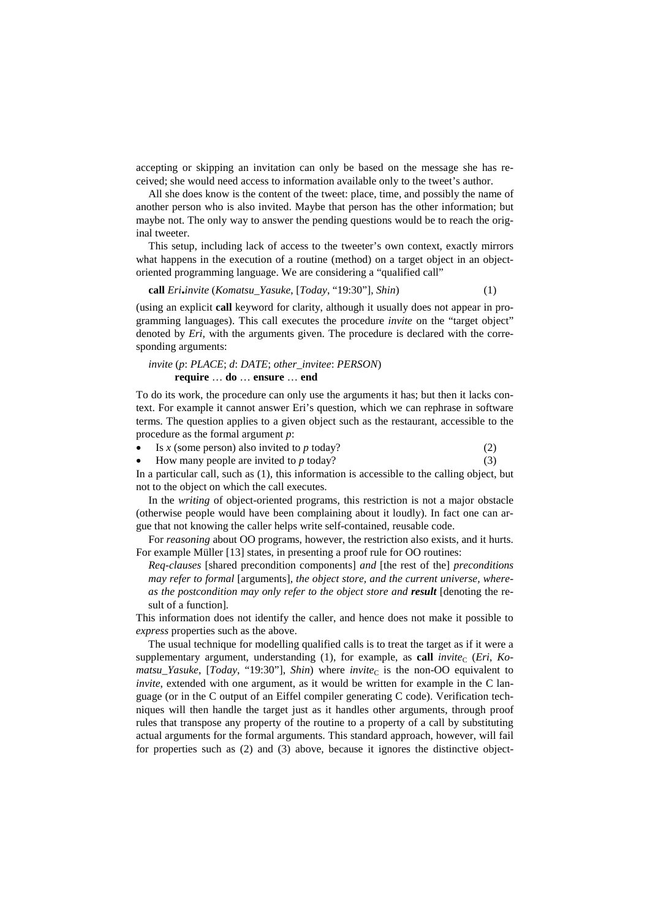accepting or skipping an invitation can only be based on the message she has received; she would need access to information available only to the tweet's author.

All she does know is the content of the tweet: place, time, and possibly the name of another person who is also invited. Maybe that person has the other information; but maybe not. The only way to answer the pending questions would be to reach the original tweeter.

This setup, including lack of access to the tweeter's own context, exactly mirrors what happens in the execution of a routine (method) on a target object in an object-oriented programming language. We are considering a "qualified call"

**call** *Eri*.*invite* (*Komatsu_Yasuke*, [*Today*, "19:30"], *Shin*) (1)

(using an explicit **call** keyword for clarity, although it usually does not appear in programming languages). This call executes the procedure *invite* on the "target object" denoted by *Eri*, with the arguments given. The procedure is declared with the corresponding arguments:

*invite* (*p*: *PLACE*; *d*: *DATE*; *other_invitee*: *PERSON*)
  **require** … **do** … **ensure** … **end**

To do its work, the procedure can only use the arguments it has; but then it lacks context. For example it cannot answer Eri's question, which we can rephrase in software terms. The question applies to a given object such as the restaurant, accessible to the procedure as the formal argument *p*:

- Is *x* (some person) also invited to *p* today? (2)
- How many people are invited to *p* today? (3)

In a particular call, such as (1), this information is accessible to the calling object, but not to the object on which the call executes.

In the *writing* of object-oriented programs, this restriction is not a major obstacle (otherwise people would have been complaining about it loudly). In fact one can argue that not knowing the caller helps write self-contained, reusable code.

For *reasoning* about OO programs, however, the restriction also exists, and it hurts. For example Müller [13] states, in presenting a proof rule for OO routines:

*Req-clauses* [shared precondition components] *and* [the rest of the] *preconditions may refer to formal* [arguments], *the object store, and the current universe, whereas the postcondition may only refer to the object store and* ***result*** [denoting the result of a function].

This information does not identify the caller, and hence does not make it possible to *express* properties such as the above.

The usual technique for modelling qualified calls is to treat the target as if it were a supplementary argument, understanding (1), for example, as **call** $invite_C$ (*Eri*, *Komatsu_Yasuke*, [*Today*, "19:30"], *Shin*) where $invite_C$ is the non-OO equivalent to *invite*, extended with one argument, as it would be written for example in the C language (or in the C output of an Eiffel compiler generating C code). Verification techniques will then handle the target just as it handles other arguments, through proof rules that transpose any property of the routine to a property of a call by substituting actual arguments for the formal arguments. This standard approach, however, will fail for properties such as (2) and (3) above, because it ignores the distinctive object-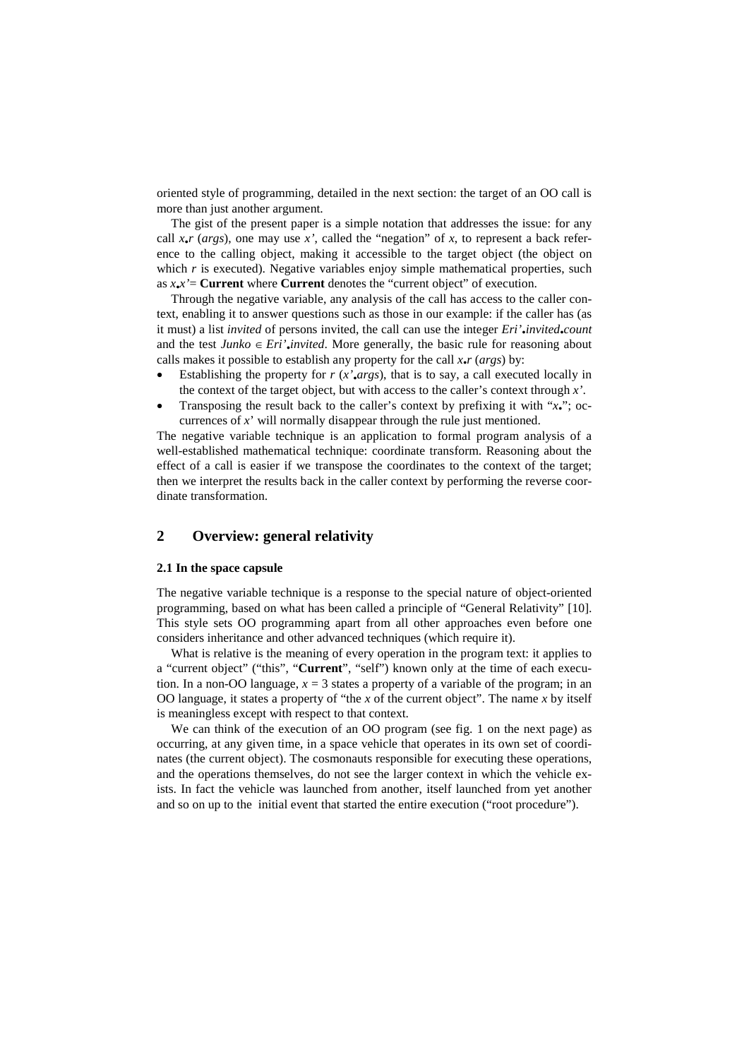oriented style of programming, detailed in the next section: the target of an OO call is more than just another argument.

The gist of the present paper is a simple notation that addresses the issue: for any call *x*.*r* (*args*), one may use *x'*, called the "negation" of *x*, to represent a back reference to the calling object, making it accessible to the target object (the object on which *r* is executed). Negative variables enjoy simple mathematical properties, such as *x*.*x'*= **Current** where **Current** denotes the "current object" of execution.

Through the negative variable, any analysis of the call has access to the caller context, enabling it to answer questions such as those in our example: if the caller has (as it must) a list *invited* of persons invited, the call can use the integer *Eri'*.*invited*.*count* and the test *Junko* $\in$ *Eri'*.*invited*. More generally, the basic rule for reasoning about calls makes it possible to establish any property for the call *x*.*r* (*args*) by:

- Establishing the property for *r* (*x'*.*args*), that is to say, a call executed locally in the context of the target object, but with access to the caller's context through *x'*.
- Transposing the result back to the caller's context by prefixing it with "*x*."; occurrences of *x*' will normally disappear through the rule just mentioned.

The negative variable technique is an application to formal program analysis of a well-established mathematical technique: coordinate transform. Reasoning about the effect of a call is easier if we transpose the coordinates to the context of the target; then we interpret the results back in the caller context by performing the reverse coordinate transformation.

## 2 Overview: general relativity

### 2.1 In the space capsule

The negative variable technique is a response to the special nature of object-oriented programming, based on what has been called a principle of "General Relativity" [10]. This style sets OO programming apart from all other approaches even before one considers inheritance and other advanced techniques (which require it).

What is relative is the meaning of every operation in the program text: it applies to a "current object" ("this", "**Current**", "self") known only at the time of each execution. In a non-OO language, $x = 3$ states a property of a variable of the program; in an OO language, it states a property of "the *x* of the current object". The name *x* by itself is meaningless except with respect to that context.

We can think of the execution of an OO program (see fig. 1 on the next page) as occurring, at any given time, in a space vehicle that operates in its own set of coordinates (the current object). The cosmonauts responsible for executing these operations, and the operations themselves, do not see the larger context in which the vehicle exists. In fact the vehicle was launched from another, itself launched from yet another and so on up to the initial event that started the entire execution ("root procedure").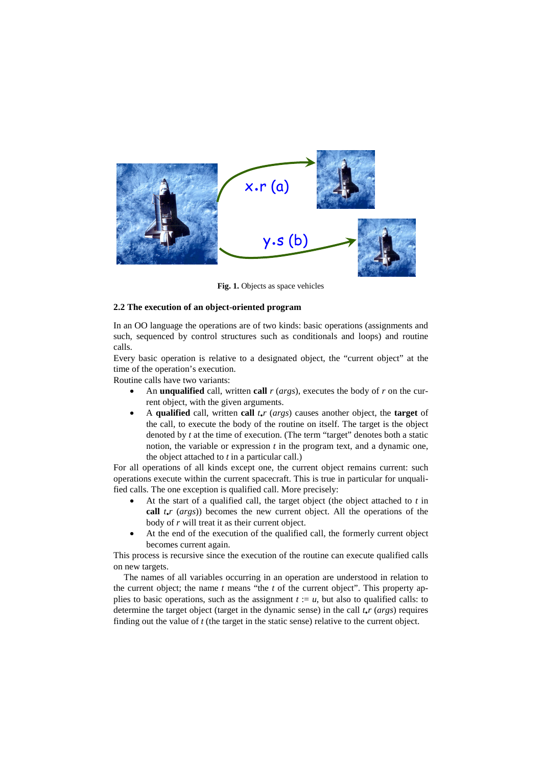**Fig. 1.** Objects as space vehicles

### 2.2 The execution of an object-oriented program

In an OO language the operations are of two kinds: basic operations (assignments and such, sequenced by control structures such as conditionals and loops) and routine calls.

Every basic operation is relative to a designated object, the "current object" at the time of the operation's execution.

Routine calls have two variants:

- An **unqualified** call, written **call** *r* (*args*), executes the body of *r* on the current object, with the given arguments.
- A **qualified** call, written **call** *t*.*r* (*args*) causes another object, the **target** of the call, to execute the body of the routine on itself. The target is the object denoted by *t* at the time of execution. (The term "target" denotes both a static notion, the variable or expression *t* in the program text, and a dynamic one, the object attached to *t* in a particular call.)

For all operations of all kinds except one, the current object remains current: such operations execute within the current spacecraft. This is true in particular for unqualified calls. The one exception is qualified call. More precisely:

- At the start of a qualified call, the target object (the object attached to *t* in **call** *t*.*r* (*args*)) becomes the new current object. All the operations of the body of *r* will treat it as their current object.
- At the end of the execution of the qualified call, the formerly current object becomes current again.

This process is recursive since the execution of the routine can execute qualified calls on new targets.

The names of all variables occurring in an operation are understood in relation to the current object; the name *t* means "the *t* of the current object". This property applies to basic operations, such as the assignment *t* := *u*, but also to qualified calls: to determine the target object (target in the dynamic sense) in the call *t*.*r* (*args*) requires finding out the value of *t* (the target in the static sense) relative to the current object.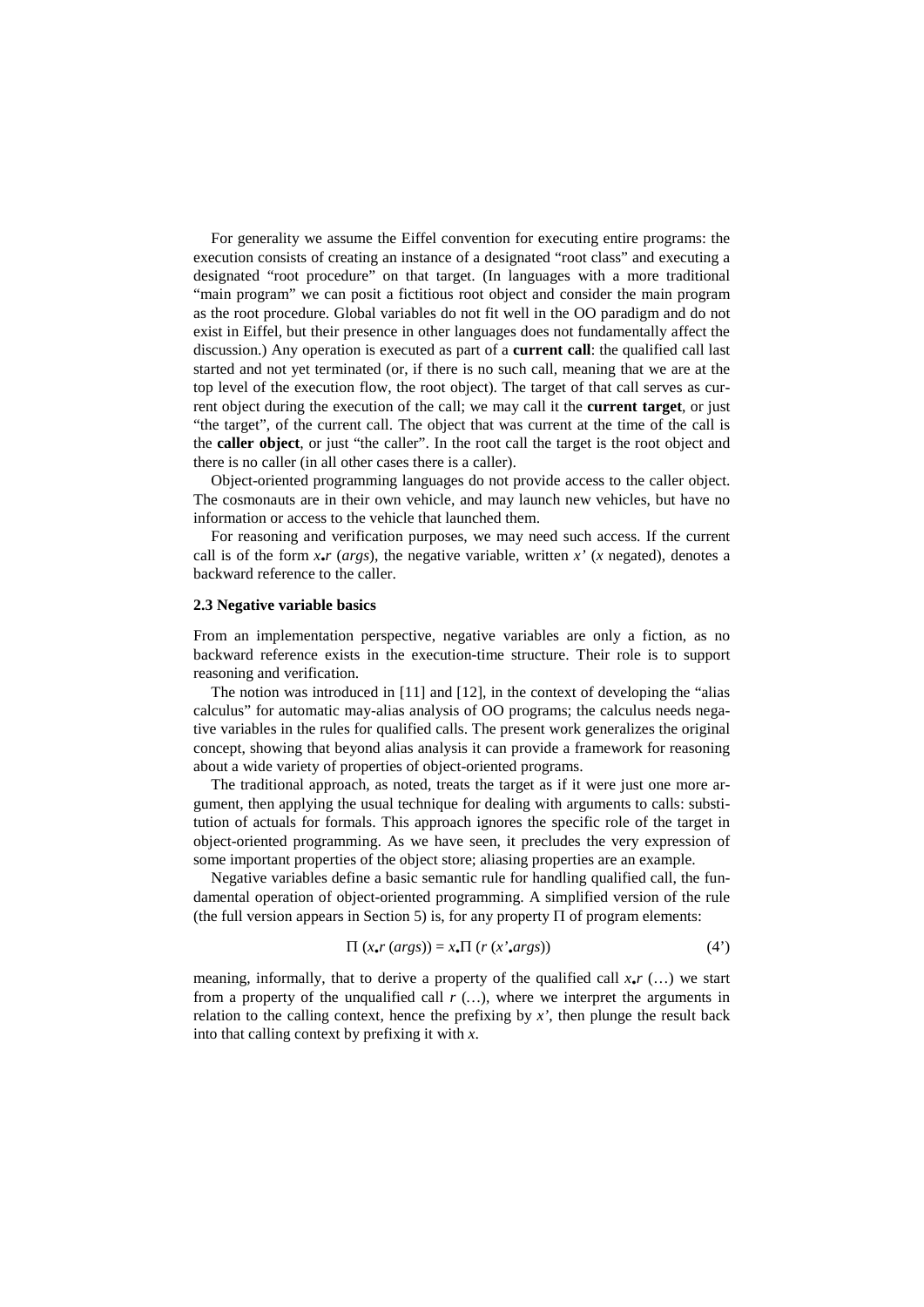For generality we assume the Eiffel convention for executing entire programs: the execution consists of creating an instance of a designated "root class" and executing a designated "root procedure" on that target. (In languages with a more traditional "main program" we can posit a fictitious root object and consider the main program as the root procedure. Global variables do not fit well in the OO paradigm and do not exist in Eiffel, but their presence in other languages does not fundamentally affect the discussion.) Any operation is executed as part of a **current call**: the qualified call last started and not yet terminated (or, if there is no such call, meaning that we are at the top level of the execution flow, the root object). The target of that call serves as current object during the execution of the call; we may call it the **current target**, or just "the target", of the current call. The object that was current at the time of the call is the **caller object**, or just "the caller". In the root call the target is the root object and there is no caller (in all other cases there is a caller).

Object-oriented programming languages do not provide access to the caller object. The cosmonauts are in their own vehicle, and may launch new vehicles, but have no information or access to the vehicle that launched them.

For reasoning and verification purposes, we may need such access. If the current call is of the form $x_\bullet r$ (*args*), the negative variable, written $x'$ ($x$ negated), denotes a backward reference to the caller.

### 2.3 Negative variable basics

From an implementation perspective, negative variables are only a fiction, as no backward reference exists in the execution-time structure. Their role is to support reasoning and verification.

The notion was introduced in [11] and [12], in the context of developing the "alias calculus" for automatic may-alias analysis of OO programs; the calculus needs negative variables in the rules for qualified calls. The present work generalizes the original concept, showing that beyond alias analysis it can provide a framework for reasoning about a wide variety of properties of object-oriented programs.

The traditional approach, as noted, treats the target as if it were just one more argument, then applying the usual technique for dealing with arguments to calls: substitution of actuals for formals. This approach ignores the specific role of the target in object-oriented programming. As we have seen, it precludes the very expression of some important properties of the object store; aliasing properties are an example.

Negative variables define a basic semantic rule for handling qualified call, the fundamental operation of object-oriented programming. A simplified version of the rule (the full version appears in Section 5) is, for any property $\Pi$ of program elements:

$$\Pi\ (x_\bullet r\ (args)) = x_\bullet \Pi\ (r\ (x'_\bullet args)) \qquad (4')$$

meaning, informally, that to derive a property of the qualified call $x_\bullet r$ (…) we start from a property of the unqualified call $r$ (…), where we interpret the arguments in relation to the calling context, hence the prefixing by $x'$, then plunge the result back into that calling context by prefixing it with $x$.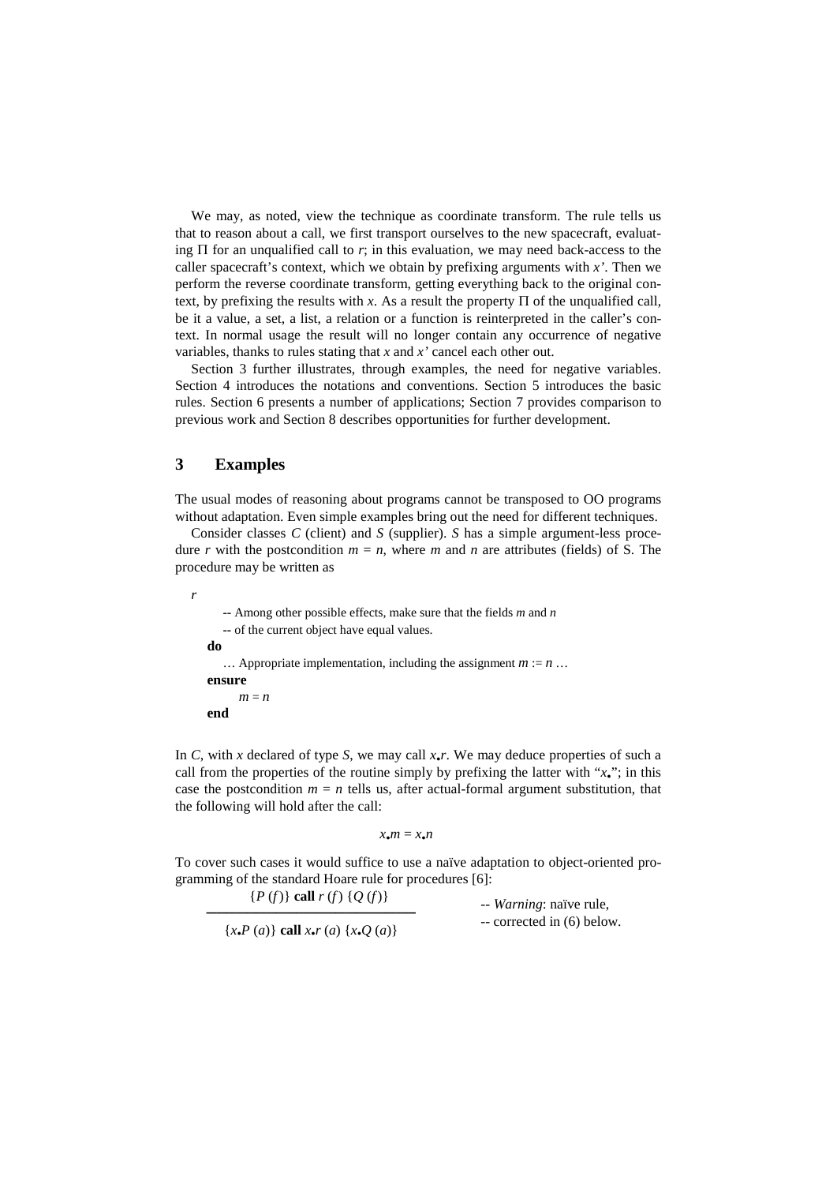We may, as noted, view the technique as coordinate transform. The rule tells us that to reason about a call, we first transport ourselves to the new spacecraft, evaluating Π for an unqualified call to *r*; in this evaluation, we may need back-access to the caller spacecraft's context, which we obtain by prefixing arguments with *x'*. Then we perform the reverse coordinate transform, getting everything back to the original context, by prefixing the results with *x*. As a result the property Π of the unqualified call, be it a value, a set, a list, a relation or a function is reinterpreted in the caller's context. In normal usage the result will no longer contain any occurrence of negative variables, thanks to rules stating that *x* and *x'* cancel each other out.

Section 3 further illustrates, through examples, the need for negative variables. Section 4 introduces the notations and conventions. Section 5 introduces the basic rules. Section 6 presents a number of applications; Section 7 provides comparison to previous work and Section 8 describes opportunities for further development.

## 3 Examples

The usual modes of reasoning about programs cannot be transposed to OO programs without adaptation. Even simple examples bring out the need for different techniques.

Consider classes *C* (client) and *S* (supplier). *S* has a simple argument-less procedure *r* with the postcondition $m = n$, where *m* and *n* are attributes (fields) of S. The procedure may be written as

```
r
        -- Among other possible effects, make sure that the fields m and n
        -- of the current object have equal values.
    do
        … Appropriate implementation, including the assignment m := n …
    ensure
        m = n
    end
```

In *C*, with *x* declared of type *S*, we may call $x_\bullet r$. We may deduce properties of such a call from the properties of the routine simply by prefixing the latter with "$x_\bullet$"; in this case the postcondition $m = n$ tells us, after actual-formal argument substitution, that the following will hold after the call:

$$x_\bullet m = x_\bullet n$$

To cover such cases it would suffice to use a naïve adaptation to object-oriented programming of the standard Hoare rule for procedures [6]:

$$\frac{\{P\,(f)\}\ \textbf{call}\ r\,(f)\ \{Q\,(f)\}}{\{x_\bullet P\,(a)\}\ \textbf{call}\ x_\bullet r\,(a)\ \{x_\bullet Q\,(a)\}}$$

-- *Warning*: naïve rule,
-- corrected in (6) below.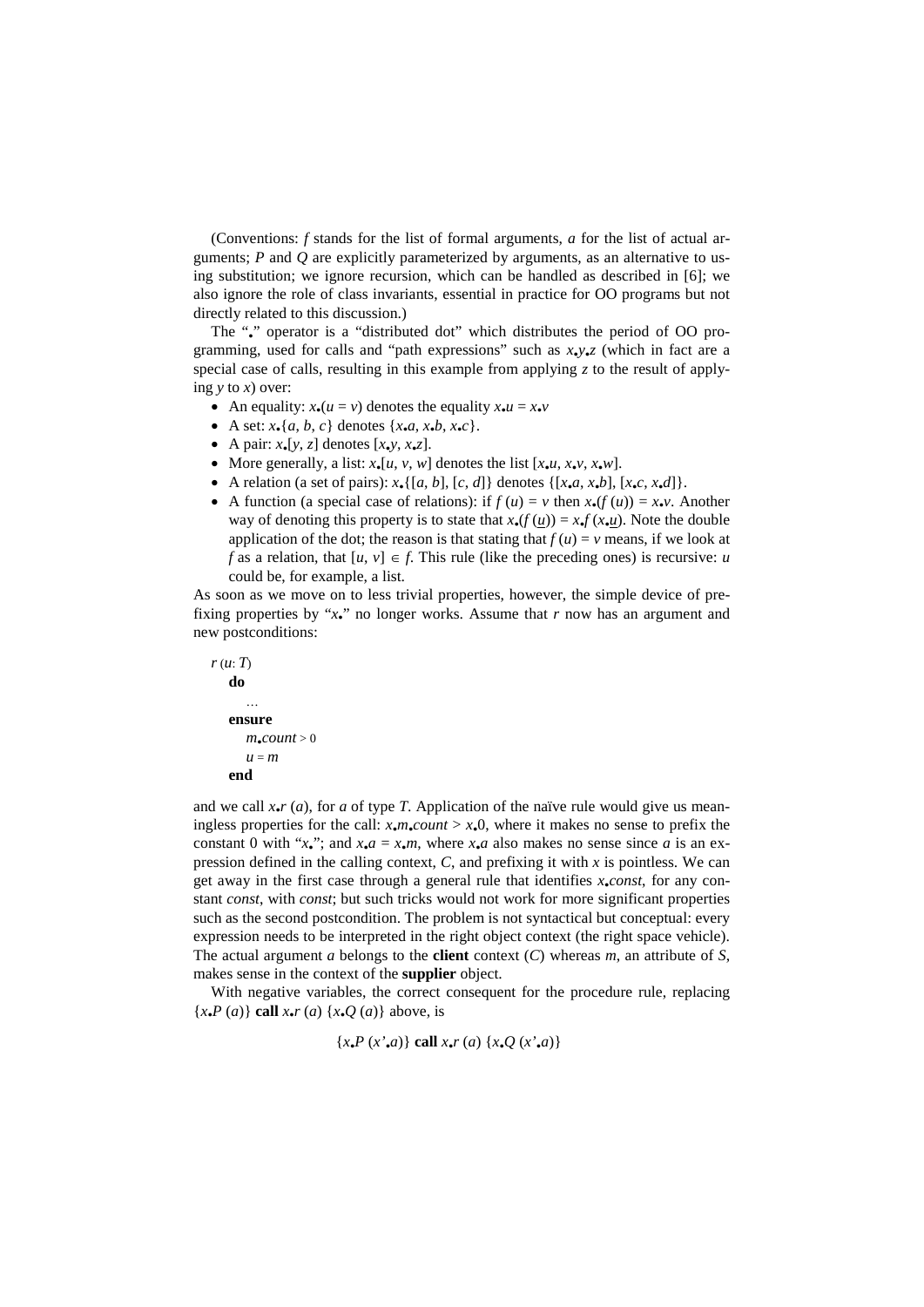(Conventions: $f$ stands for the list of formal arguments, $a$ for the list of actual arguments; $P$ and $Q$ are explicitly parameterized by arguments, as an alternative to using substitution; we ignore recursion, which can be handled as described in [6]; we also ignore the role of class invariants, essential in practice for OO programs but not directly related to this discussion.)

The "$\bullet$" operator is a "distributed dot" which distributes the period of OO programming, used for calls and "path expressions" such as $x_\bullet y_\bullet z$ (which in fact are a special case of calls, resulting in this example from applying $z$ to the result of applying $y$ to $x$) over:

- An equality: $x_\bullet(u = v)$ denotes the equality $x_\bullet u = x_\bullet v$
- A set: $x_\bullet\{a, b, c\}$ denotes $\{x_\bullet a, x_\bullet b, x_\bullet c\}$.
- A pair: $x_\bullet[y, z]$ denotes $[x_\bullet y, x_\bullet z]$.
- More generally, a list: $x_\bullet[u, v, w]$ denotes the list $[x_\bullet u, x_\bullet v, x_\bullet w]$.
- A relation (a set of pairs): $x_\bullet\{[a, b], [c, d]\}$ denotes $\{[x_\bullet a, x_\bullet b], [x_\bullet c, x_\bullet d]\}$.
- A function (a special case of relations): if $f(u) = v$ then $x_\bullet(f(u)) = x_\bullet v$. Another way of denoting this property is to state that $x_\bullet(f(\underline{u})) = x_\bullet f(x_\bullet \underline{u})$. Note the double application of the dot; the reason is that stating that $f(u) = v$ means, if we look at $f$ as a relation, that $[u, v] \in f$. This rule (like the preceding ones) is recursive: $u$ could be, for example, a list.

As soon as we move on to less trivial properties, however, the simple device of prefixing properties by "$x_\bullet$" no longer works. Assume that $r$ now has an argument and new postconditions:

```
r (u: T)
    do
        …
    ensure
        m•count > 0
        u = m
    end
```

and we call $x_\bullet r(a)$, for $a$ of type $T$. Application of the naïve rule would give us meaningless properties for the call: $x_\bullet m_\bullet count > x_\bullet 0$, where it makes no sense to prefix the constant 0 with "$x_\bullet$"; and $x_\bullet a = x_\bullet m$, where $x_\bullet a$ also makes no sense since $a$ is an expression defined in the calling context, $C$, and prefixing it with $x$ is pointless. We can get away in the first case through a general rule that identifies $x_\bullet const$, for any constant $const$, with $const$; but such tricks would not work for more significant properties such as the second postcondition. The problem is not syntactical but conceptual: every expression needs to be interpreted in the right object context (the right space vehicle). The actual argument $a$ belongs to the **client** context ($C$) whereas $m$, an attribute of $S$, makes sense in the context of the **supplier** object.

With negative variables, the correct consequent for the procedure rule, replacing $\{x_\bullet P(a)\}$ **call** $x_\bullet r(a)$ $\{x_\bullet Q(a)\}$ above, is

$$\{x_\bullet P(x'_\bullet a)\} \textbf{ call } x_\bullet r(a) \; \{x_\bullet Q(x'_\bullet a)\}$$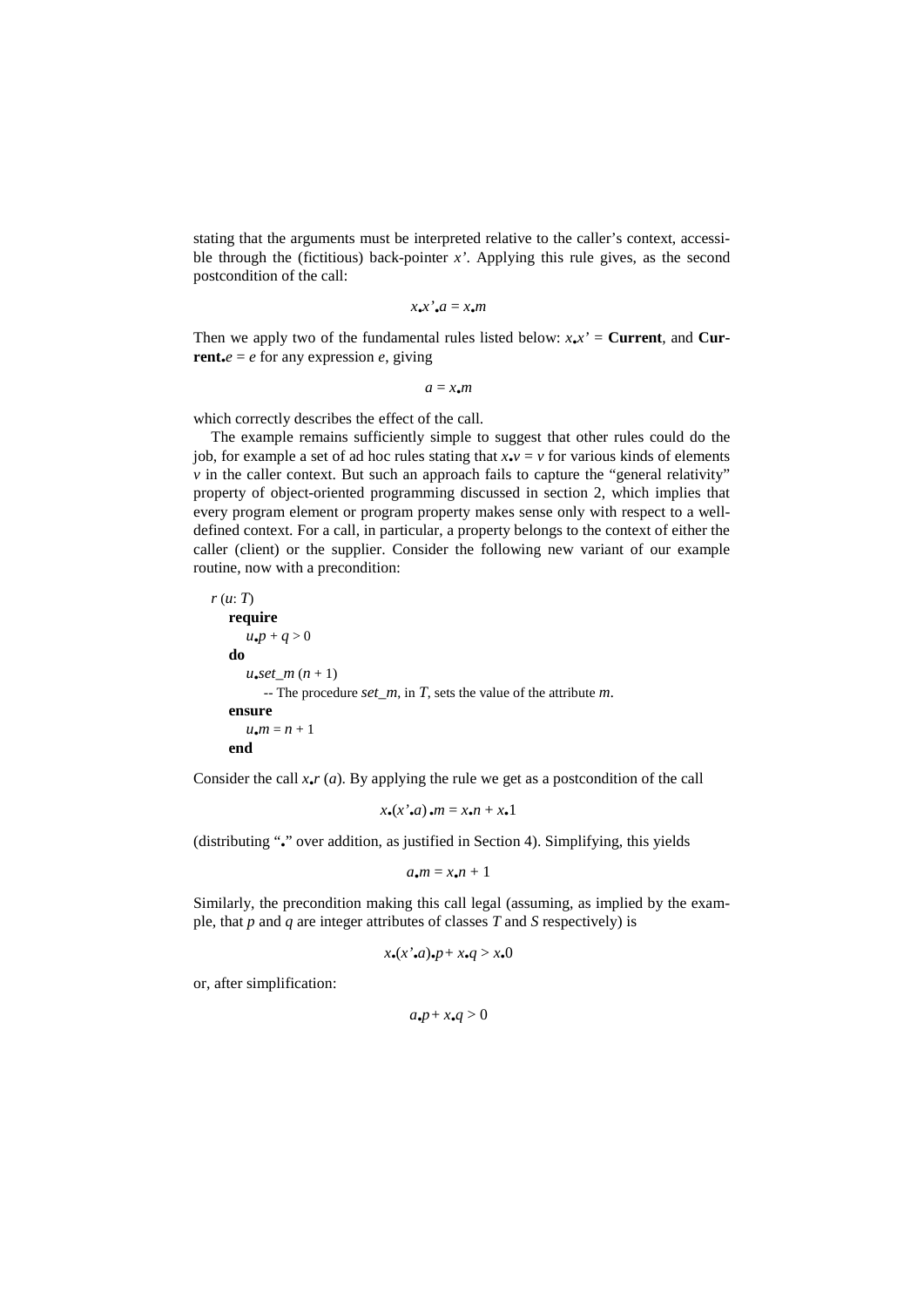stating that the arguments must be interpreted relative to the caller's context, accessible through the (fictitious) back-pointer $x'$. Applying this rule gives, as the second postcondition of the call:

$$x_{\bullet}x'_{\bullet}a = x_{\bullet}m$$

Then we apply two of the fundamental rules listed below: $x_{\bullet}x'$ = **Current**, and **Current**$_{\bullet}e = e$ for any expression $e$, giving

$$a = x_{\bullet}m$$

which correctly describes the effect of the call.

The example remains sufficiently simple to suggest that other rules could do the job, for example a set of ad hoc rules stating that $x_{\bullet}v = v$ for various kinds of elements $v$ in the caller context. But such an approach fails to capture the "general relativity" property of object-oriented programming discussed in section 2, which implies that every program element or program property makes sense only with respect to a well-defined context. For a call, in particular, a property belongs to the context of either the caller (client) or the supplier. Consider the following new variant of our example routine, now with a precondition:

```
r (u: T)
    require
        u•p + q > 0
    do
        u•set_m (n + 1)
            -- The procedure set_m, in T, sets the value of the attribute m.
    ensure
        u•m = n + 1
    end
```

Consider the call $x_{\bullet}r\ (a)$. By applying the rule we get as a postcondition of the call

$$x_{\bullet}(x'_{\bullet}a)_{\bullet}m = x_{\bullet}n + x_{\bullet}1$$

(distributing "•" over addition, as justified in Section 4). Simplifying, this yields

$$a_{\bullet}m = x_{\bullet}n + 1$$

Similarly, the precondition making this call legal (assuming, as implied by the example, that $p$ and $q$ are integer attributes of classes $T$ and $S$ respectively) is

$$x_{\bullet}(x'_{\bullet}a)_{\bullet}p + x_{\bullet}q > x_{\bullet}0$$

or, after simplification:

$$a_{\bullet}p + x_{\bullet}q > 0$$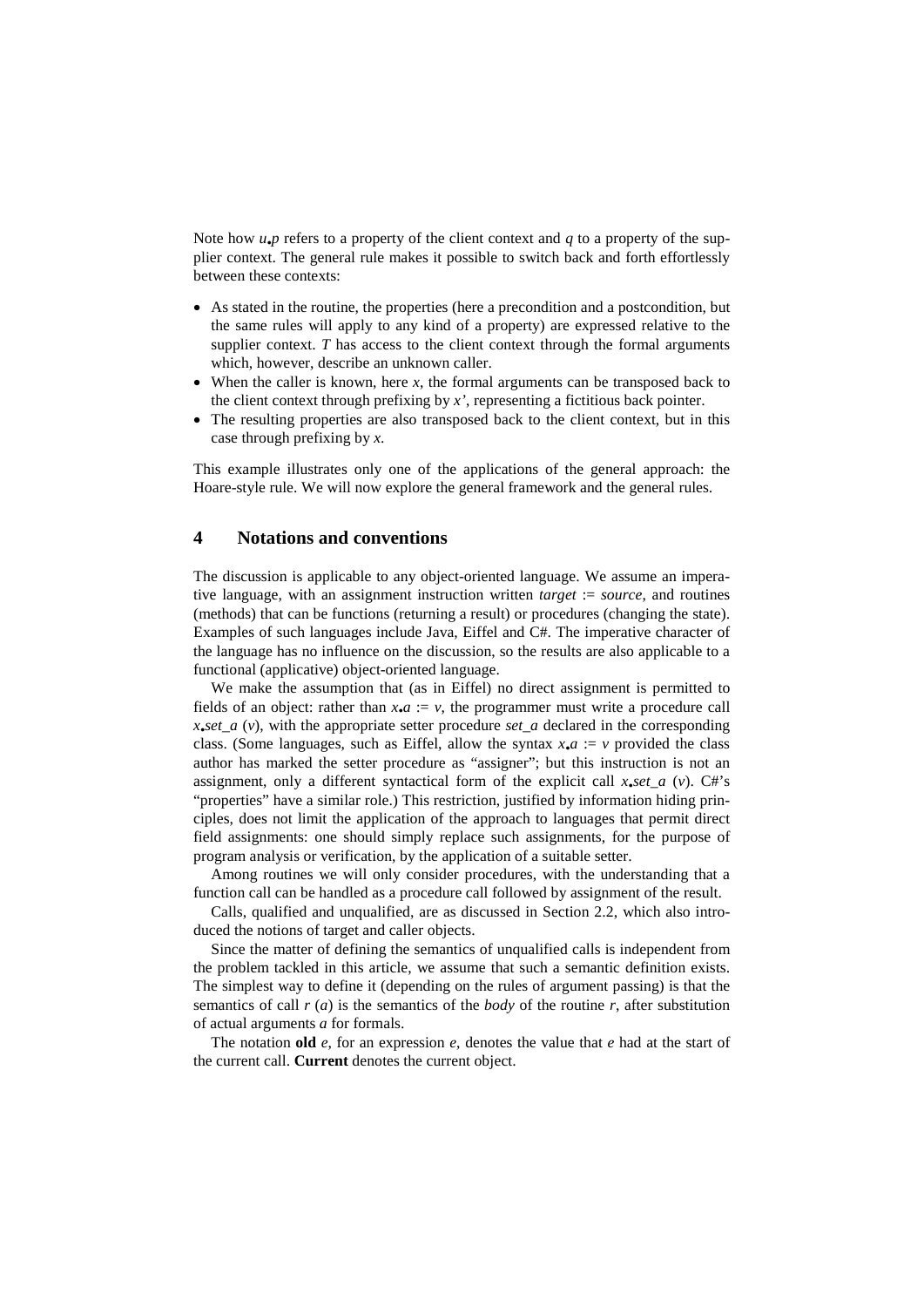Note how $u.p$ refers to a property of the client context and $q$ to a property of the supplier context. The general rule makes it possible to switch back and forth effortlessly between these contexts:

- As stated in the routine, the properties (here a precondition and a postcondition, but the same rules will apply to any kind of a property) are expressed relative to the supplier context. $T$ has access to the client context through the formal arguments which, however, describe an unknown caller.
- When the caller is known, here $x$, the formal arguments can be transposed back to the client context through prefixing by $x'$, representing a fictitious back pointer.
- The resulting properties are also transposed back to the client context, but in this case through prefixing by $x$.

This example illustrates only one of the applications of the general approach: the Hoare-style rule. We will now explore the general framework and the general rules.

## 4 Notations and conventions

The discussion is applicable to any object-oriented language. We assume an imperative language, with an assignment instruction written *target* := *source*, and routines (methods) that can be functions (returning a result) or procedures (changing the state). Examples of such languages include Java, Eiffel and C#. The imperative character of the language has no influence on the discussion, so the results are also applicable to a functional (applicative) object-oriented language.

We make the assumption that (as in Eiffel) no direct assignment is permitted to fields of an object: rather than $x.a := v$, the programmer must write a procedure call $x.set\_a\ (v)$, with the appropriate setter procedure *set_a* declared in the corresponding class. (Some languages, such as Eiffel, allow the syntax $x.a := v$ provided the class author has marked the setter procedure as "assigner"; but this instruction is not an assignment, only a different syntactical form of the explicit call $x.set\_a\ (v)$. C#'s "properties" have a similar role.) This restriction, justified by information hiding principles, does not limit the application of the approach to languages that permit direct field assignments: one should simply replace such assignments, for the purpose of program analysis or verification, by the application of a suitable setter.

Among routines we will only consider procedures, with the understanding that a function call can be handled as a procedure call followed by assignment of the result.

Calls, qualified and unqualified, are as discussed in Section 2.2, which also introduced the notions of target and caller objects.

Since the matter of defining the semantics of unqualified calls is independent from the problem tackled in this article, we assume that such a semantic definition exists. The simplest way to define it (depending on the rules of argument passing) is that the semantics of call $r\ (a)$ is the semantics of the *body* of the routine $r$, after substitution of actual arguments $a$ for formals.

The notation **old** $e$, for an expression $e$, denotes the value that $e$ had at the start of the current call. **Current** denotes the current object.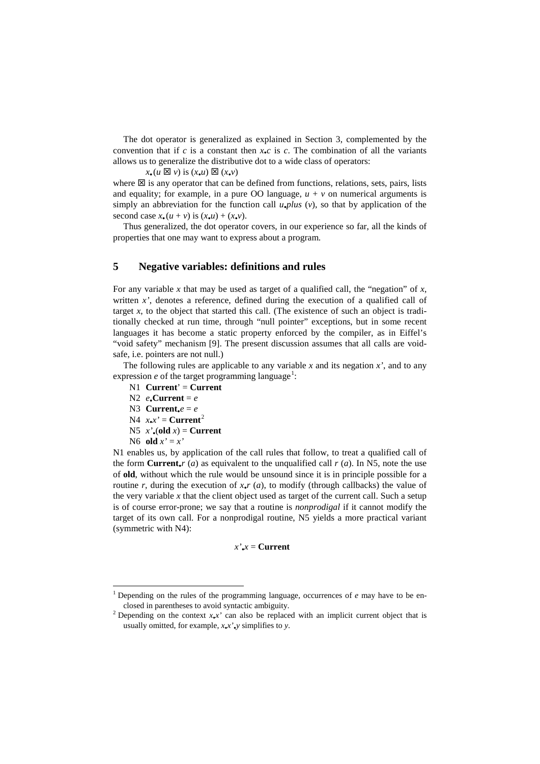The dot operator is generalized as explained in Section 3, complemented by the convention that if $c$ is a constant then $x_\bullet c$ is $c$. The combination of all the variants allows us to generalize the distributive dot to a wide class of operators:

$$x_\bullet (u \boxtimes v) \text{ is } (x_\bullet u) \boxtimes (x_\bullet v)$$

where $\boxtimes$ is any operator that can be defined from functions, relations, sets, pairs, lists and equality; for example, in a pure OO language, $u + v$ on numerical arguments is simply an abbreviation for the function call $u_\bullet plus\ (v)$, so that by application of the second case $x_\bullet (u + v)$ is $(x_\bullet u) + (x_\bullet v)$.

Thus generalized, the dot operator covers, in our experience so far, all the kinds of properties that one may want to express about a program.

## 5 Negative variables: definitions and rules

For any variable $x$ that may be used as target of a qualified call, the "negation" of $x$, written $x'$, denotes a reference, defined during the execution of a qualified call of target $x$, to the object that started this call. (The existence of such an object is traditionally checked at run time, through "null pointer" exceptions, but in some recent languages it has become a static property enforced by the compiler, as in Eiffel's "void safety" mechanism [9]. The present discussion assumes that all calls are void-safe, i.e. pointers are not null.)

The following rules are applicable to any variable $x$ and its negation $x'$, and to any expression $e$ of the target programming language[1]:

- N1 **Current**' = **Current**
- N2 $e_\bullet$**Current** = $e$
- N3 **Current**$_\bullet e = e$
- N4 $x_\bullet x'$ = **Current**[2]
- N5 $x'_\bullet$(**old** $x$) = **Current**
- N6 **old** $x' = x'$

N1 enables us, by application of the call rules that follow, to treat a qualified call of the form **Current**$_\bullet r\ (a)$ as equivalent to the unqualified call $r\ (a)$. In N5, note the use of **old**, without which the rule would be unsound since it is in principle possible for a routine $r$, during the execution of $x_\bullet r\ (a)$, to modify (through callbacks) the value of the very variable $x$ that the client object used as target of the current call. Such a setup is of course error-prone; we say that a routine is *nonprodigal* if it cannot modify the target of its own call. For a nonprodigal routine, N5 yields a more practical variant (symmetric with N4):

$$x'_\bullet x = \textbf{Current}$$

---

[1] Depending on the rules of the programming language, occurrences of $e$ may have to be enclosed in parentheses to avoid syntactic ambiguity.

[2] Depending on the context $x_\bullet x'$ can also be replaced with an implicit current object that is usually omitted, for example, $x_\bullet x'_\bullet y$ simplifies to $y$.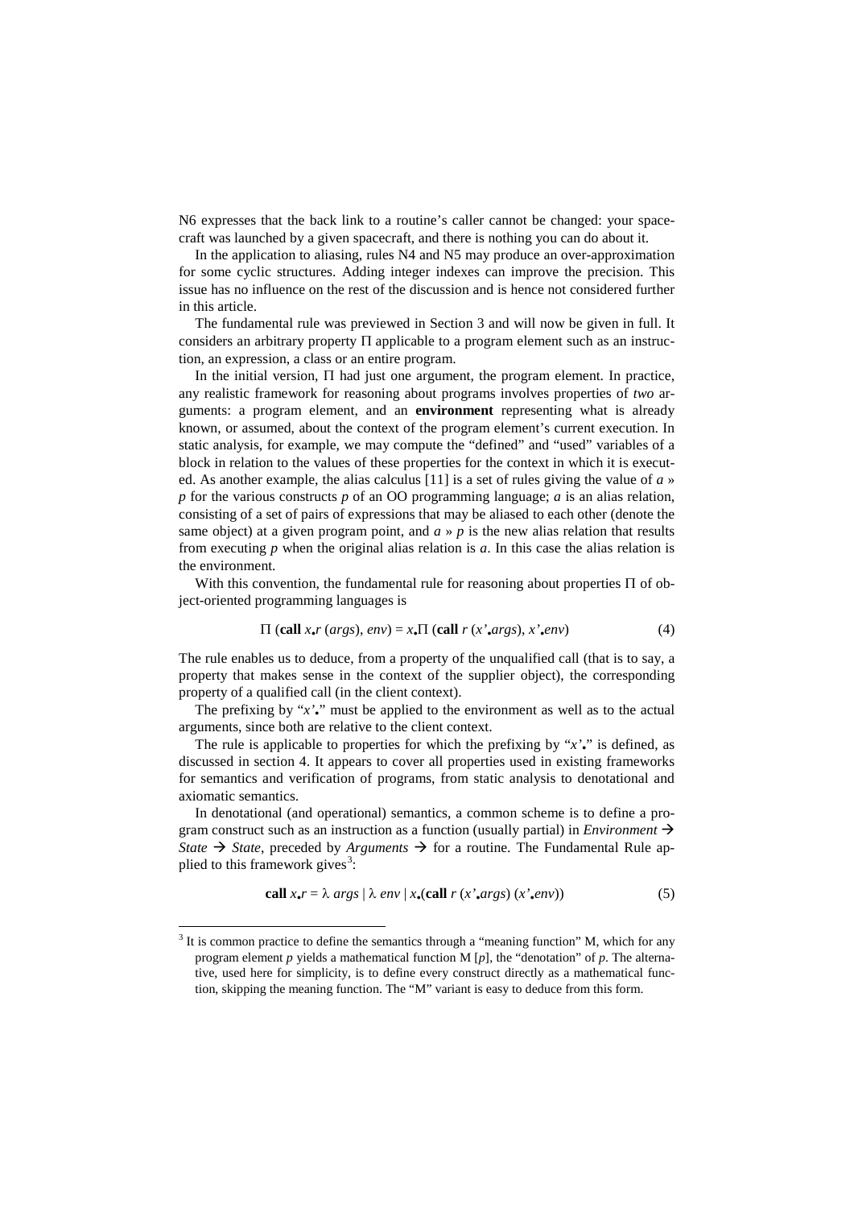N6 expresses that the back link to a routine's caller cannot be changed: your spacecraft was launched by a given spacecraft, and there is nothing you can do about it.

In the application to aliasing, rules N4 and N5 may produce an over-approximation for some cyclic structures. Adding integer indexes can improve the precision. This issue has no influence on the rest of the discussion and is hence not considered further in this article.

The fundamental rule was previewed in Section 3 and will now be given in full. It considers an arbitrary property Π applicable to a program element such as an instruction, an expression, a class or an entire program.

In the initial version, Π had just one argument, the program element. In practice, any realistic framework for reasoning about programs involves properties of *two* arguments: a program element, and an **environment** representing what is already known, or assumed, about the context of the program element's current execution. In static analysis, for example, we may compute the "defined" and "used" variables of a block in relation to the values of these properties for the context in which it is executed. As another example, the alias calculus [11] is a set of rules giving the value of $a \gg p$ for the various constructs $p$ of an OO programming language; $a$ is an alias relation, consisting of a set of pairs of expressions that may be aliased to each other (denote the same object) at a given program point, and $a \gg p$ is the new alias relation that results from executing $p$ when the original alias relation is $a$. In this case the alias relation is the environment.

With this convention, the fundamental rule for reasoning about properties Π of object-oriented programming languages is

$$\Pi\ (\textbf{call}\ x{\bullet}r\ (args),\ env) = x{\bullet}\Pi\ (\textbf{call}\ r\ (x'{\bullet}args),\ x'{\bullet}env) \tag{4}$$

The rule enables us to deduce, from a property of the unqualified call (that is to say, a property that makes sense in the context of the supplier object), the corresponding property of a qualified call (in the client context).

The prefixing by "$x'{\bullet}$" must be applied to the environment as well as to the actual arguments, since both are relative to the client context.

The rule is applicable to properties for which the prefixing by "$x'{\bullet}$" is defined, as discussed in section 4. It appears to cover all properties used in existing frameworks for semantics and verification of programs, from static analysis to denotational and axiomatic semantics.

In denotational (and operational) semantics, a common scheme is to define a program construct such as an instruction as a function (usually partial) in *Environment* → *State* → *State*, preceded by *Arguments* → for a routine. The Fundamental Rule applied to this framework gives[3]:

$$\textbf{call}\ x{\bullet}r = \lambda\ args\ |\ \lambda\ env\ |\ x{\bullet}(\textbf{call}\ r\ (x'{\bullet}args)\ (x'{\bullet}env)) \tag{5}$$

[3] It is common practice to define the semantics through a "meaning function" M, which for any program element $p$ yields a mathematical function M $[p]$, the "denotation" of $p$. The alternative, used here for simplicity, is to define every construct directly as a mathematical function, skipping the meaning function. The "M" variant is easy to deduce from this form.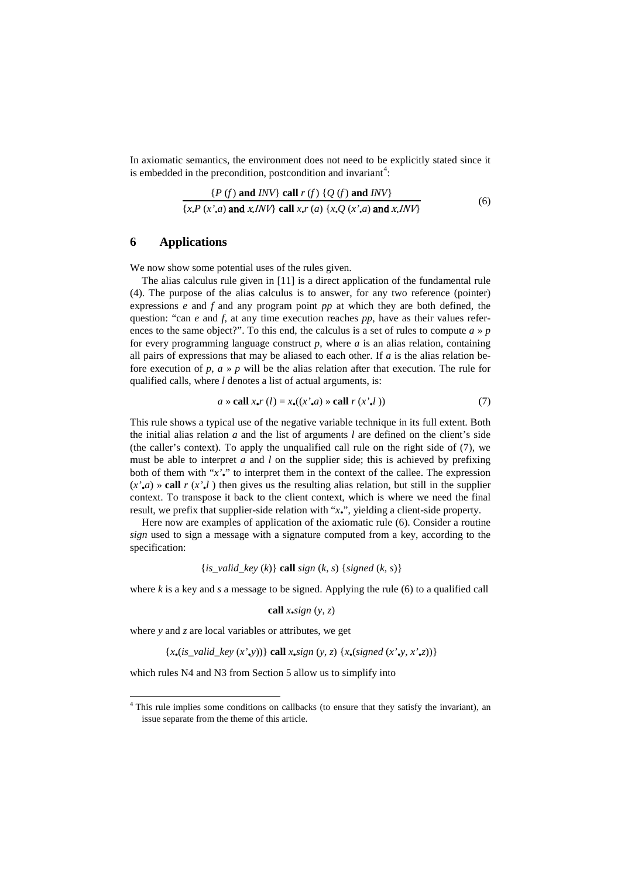In axiomatic semantics, the environment does not need to be explicitly stated since it is embedded in the precondition, postcondition and invariant[4]:

$$\frac{\{P\,(f)\ \textbf{and}\ INV\}\ \textbf{call}\ r\,(f)\ \{Q\,(f)\ \textbf{and}\ INV\}}{\{x{\bullet}P\,(x'{\bullet}a)\ \textbf{and}\ x{\bullet}INV\}\ \textbf{call}\ x{\bullet}r\,(a)\ \{x{\bullet}Q\,(x'{\bullet}a)\ \textbf{and}\ x{\bullet}INV\}} \tag{6}$$

## 6 Applications

We now show some potential uses of the rules given.

The alias calculus rule given in [11] is a direct application of the fundamental rule (4). The purpose of the alias calculus is to answer, for any two reference (pointer) expressions *e* and *f* and any program point *pp* at which they are both defined, the question: "can *e* and *f*, at any time execution reaches *pp*, have as their values references to the same object?". To this end, the calculus is a set of rules to compute $a \gg p$ for every programming language construct *p*, where *a* is an alias relation, containing all pairs of expressions that may be aliased to each other. If *a* is the alias relation before execution of *p*, $a \gg p$ will be the alias relation after that execution. The rule for qualified calls, where *l* denotes a list of actual arguments, is:

$$a \gg \textbf{call}\ x{\bullet}r\,(l) = x{\bullet}((x'{\bullet}a) \gg \textbf{call}\ r\,(x'{\bullet}l\,)) \tag{7}$$

This rule shows a typical use of the negative variable technique in its full extent. Both the initial alias relation *a* and the list of arguments *l* are defined on the client's side (the caller's context). To apply the unqualified call rule on the right side of (7), we must be able to interpret *a* and *l* on the supplier side; this is achieved by prefixing both of them with "$x'{\bullet}$" to interpret them in the context of the callee. The expression $(x'{\bullet}a) \gg \textbf{call}\ r\,(x'{\bullet}l\,)$ then gives us the resulting alias relation, but still in the supplier context. To transpose it back to the client context, which is where we need the final result, we prefix that supplier-side relation with "$x{\bullet}$", yielding a client-side property.

Here now are examples of application of the axiomatic rule (6). Consider a routine *sign* used to sign a message with a signature computed from a key, according to the specification:

$$\{is\_valid\_key\,(k)\}\ \textbf{call}\ sign\,(k, s)\ \{signed\,(k, s)\}$$

where *k* is a key and *s* a message to be signed. Applying the rule (6) to a qualified call

$$\textbf{call}\ x{\bullet}sign\,(y, z)$$

where *y* and *z* are local variables or attributes, we get

$$\{x{\bullet}(is\_valid\_key\,(x'{\bullet}y))\}\ \textbf{call}\ x{\bullet}sign\,(y, z)\ \{x{\bullet}(signed\,(x'{\bullet}y, x'{\bullet}z))\}$$

which rules N4 and N3 from Section 5 allow us to simplify into

[4] This rule implies some conditions on callbacks (to ensure that they satisfy the invariant), an issue separate from the theme of this article.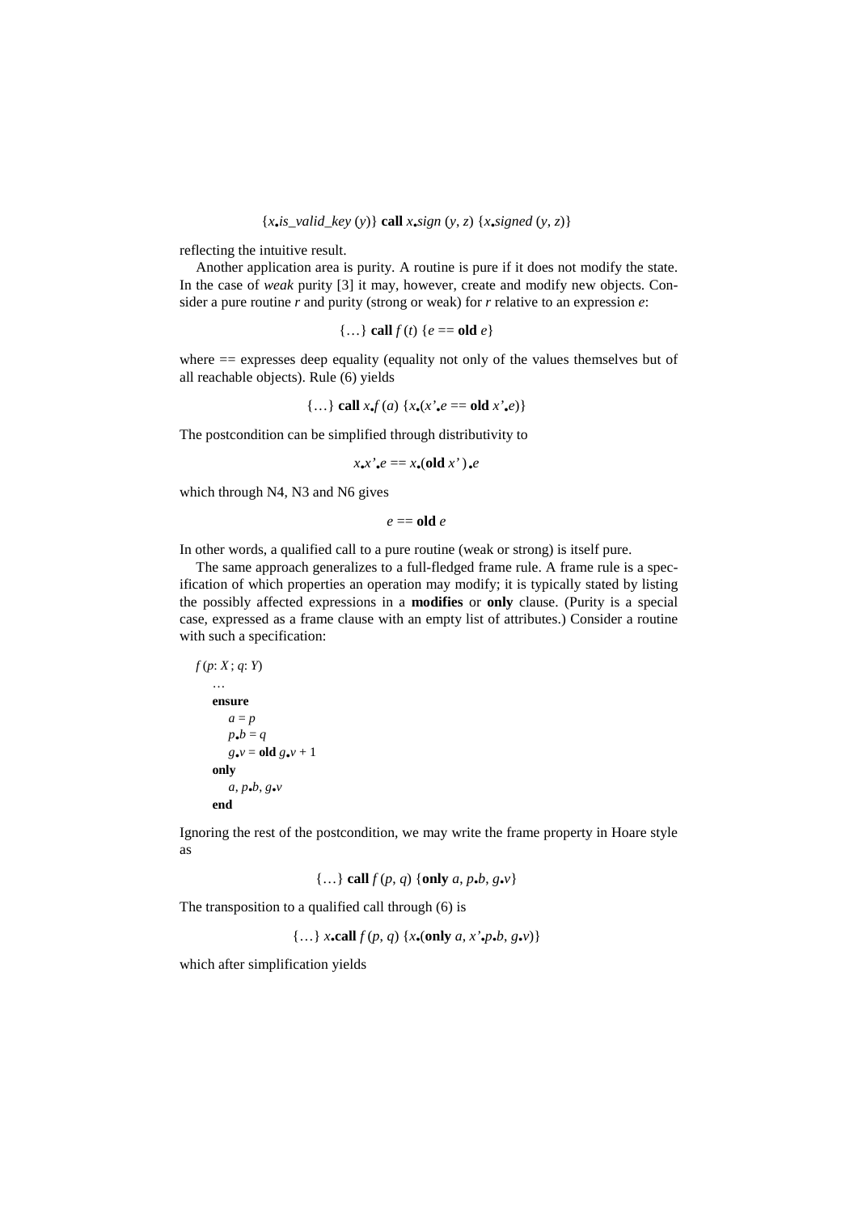$$\{x_\bullet is\_valid\_key\ (y)\}\ \textbf{call}\ x_\bullet sign\ (y, z)\ \{x_\bullet signed\ (y, z)\}$$

reflecting the intuitive result.

Another application area is purity. A routine is pure if it does not modify the state. In the case of *weak* purity [3] it may, however, create and modify new objects. Consider a pure routine *r* and purity (strong or weak) for *r* relative to an expression *e*:

$$\{\ldots\}\ \textbf{call}\ f\ (t)\ \{e == \textbf{old}\ e\}$$

where == expresses deep equality (equality not only of the values themselves but of all reachable objects). Rule (6) yields

$$\{\ldots\}\ \textbf{call}\ x_\bullet f\ (a)\ \{x_\bullet(x'_\bullet e == \textbf{old}\ x'_\bullet e)\}$$

The postcondition can be simplified through distributivity to

$$x_\bullet x'_\bullet e == x_\bullet(\textbf{old}\ x')_\bullet e$$

which through N4, N3 and N6 gives

$$e == \textbf{old}\ e$$

In other words, a qualified call to a pure routine (weak or strong) is itself pure.

The same approach generalizes to a full-fledged frame rule. A frame rule is a specification of which properties an operation may modify; it is typically stated by listing the possibly affected expressions in a **modifies** or **only** clause. (Purity is a special case, expressed as a frame clause with an empty list of attributes.) Consider a routine with such a specification:

```
f (p: X ; q: Y)
    …
    ensure
        a = p
        p•b = q
        g•v = old g•v + 1
    only
        a, p•b, g•v
    end
```

Ignoring the rest of the postcondition, we may write the frame property in Hoare style as

$$\{\ldots\}\ \textbf{call}\ f\ (p, q)\ \{\textbf{only}\ a, p_\bullet b, g_\bullet v\}$$

The transposition to a qualified call through (6) is

$$\{\ldots\}\ x_\bullet\textbf{call}\ f\ (p, q)\ \{x_\bullet(\textbf{only}\ a, x'_\bullet p_\bullet b, g_\bullet v)\}$$

which after simplification yields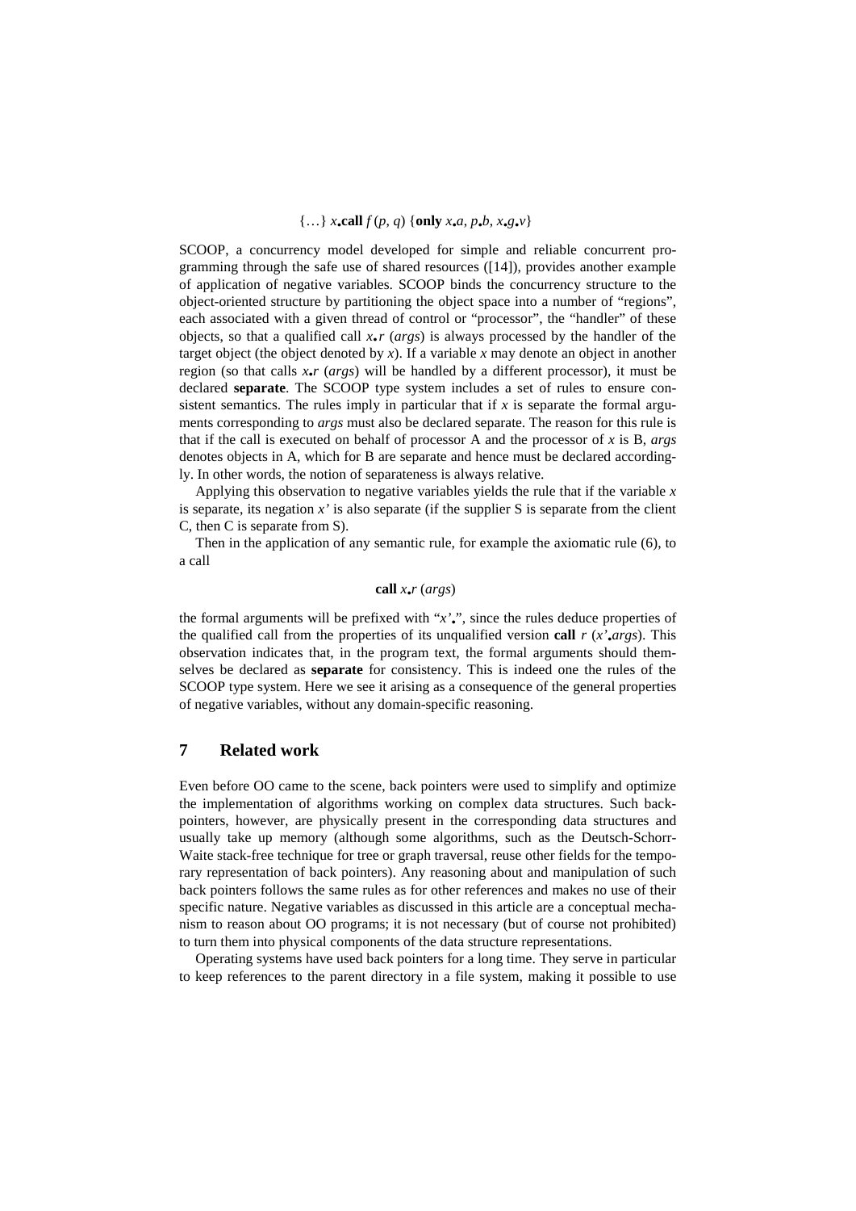{…} *x*.**call** *f* (*p*, *q*) {**only** *x*.*a*, *p*.*b*, *x*.*g*.*v*}

SCOOP, a concurrency model developed for simple and reliable concurrent programming through the safe use of shared resources ([14]), provides another example of application of negative variables. SCOOP binds the concurrency structure to the object-oriented structure by partitioning the object space into a number of "regions", each associated with a given thread of control or "processor", the "handler" of these objects, so that a qualified call *x*.*r* (*args*) is always processed by the handler of the target object (the object denoted by *x*). If a variable *x* may denote an object in another region (so that calls *x*.*r* (*args*) will be handled by a different processor), it must be declared **separate**. The SCOOP type system includes a set of rules to ensure consistent semantics. The rules imply in particular that if *x* is separate the formal arguments corresponding to *args* must also be declared separate. The reason for this rule is that if the call is executed on behalf of processor A and the processor of *x* is B, *args* denotes objects in A, which for B are separate and hence must be declared accordingly. In other words, the notion of separateness is always relative.

Applying this observation to negative variables yields the rule that if the variable *x* is separate, its negation *x'* is also separate (if the supplier S is separate from the client C, then C is separate from S).

Then in the application of any semantic rule, for example the axiomatic rule (6), to a call

**call** *x*.*r* (*args*)

the formal arguments will be prefixed with "*x'*.", since the rules deduce properties of the qualified call from the properties of its unqualified version **call** *r* (*x'*.*args*). This observation indicates that, in the program text, the formal arguments should themselves be declared as **separate** for consistency. This is indeed one the rules of the SCOOP type system. Here we see it arising as a consequence of the general properties of negative variables, without any domain-specific reasoning.

## 7 Related work

Even before OO came to the scene, back pointers were used to simplify and optimize the implementation of algorithms working on complex data structures. Such back-pointers, however, are physically present in the corresponding data structures and usually take up memory (although some algorithms, such as the Deutsch-Schorr-Waite stack-free technique for tree or graph traversal, reuse other fields for the temporary representation of back pointers). Any reasoning about and manipulation of such back pointers follows the same rules as for other references and makes no use of their specific nature. Negative variables as discussed in this article are a conceptual mechanism to reason about OO programs; it is not necessary (but of course not prohibited) to turn them into physical components of the data structure representations.

Operating systems have used back pointers for a long time. They serve in particular to keep references to the parent directory in a file system, making it possible to use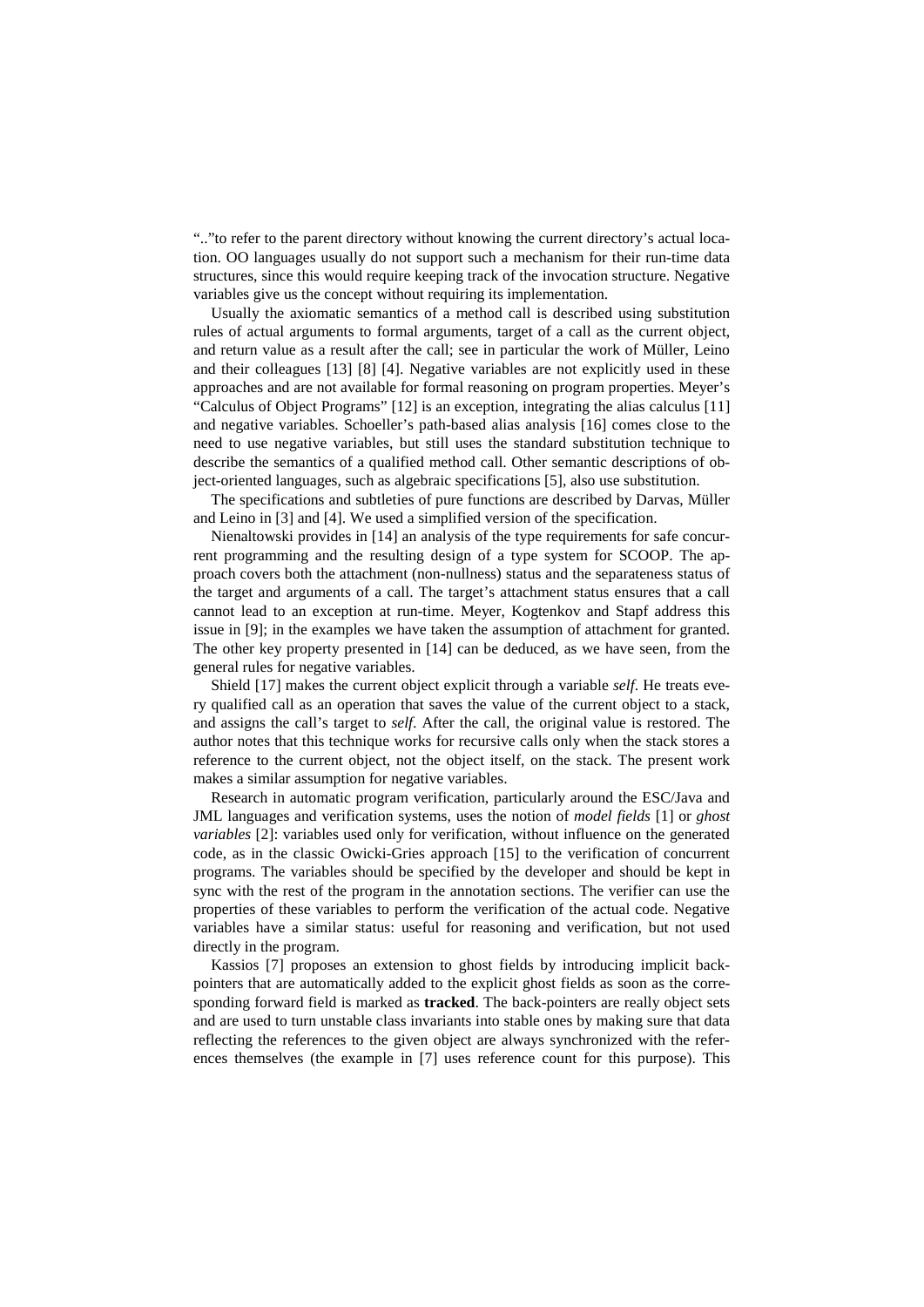".."to refer to the parent directory without knowing the current directory's actual location. OO languages usually do not support such a mechanism for their run-time data structures, since this would require keeping track of the invocation structure. Negative variables give us the concept without requiring its implementation.

Usually the axiomatic semantics of a method call is described using substitution rules of actual arguments to formal arguments, target of a call as the current object, and return value as a result after the call; see in particular the work of Müller, Leino and their colleagues [13] [8] [4]. Negative variables are not explicitly used in these approaches and are not available for formal reasoning on program properties. Meyer's "Calculus of Object Programs" [12] is an exception, integrating the alias calculus [11] and negative variables. Schoeller's path-based alias analysis [16] comes close to the need to use negative variables, but still uses the standard substitution technique to describe the semantics of a qualified method call. Other semantic descriptions of object-oriented languages, such as algebraic specifications [5], also use substitution.

The specifications and subtleties of pure functions are described by Darvas, Müller and Leino in [3] and [4]. We used a simplified version of the specification.

Nienaltowski provides in [14] an analysis of the type requirements for safe concurrent programming and the resulting design of a type system for SCOOP. The approach covers both the attachment (non-nullness) status and the separateness status of the target and arguments of a call. The target's attachment status ensures that a call cannot lead to an exception at run-time. Meyer, Kogtenkov and Stapf address this issue in [9]; in the examples we have taken the assumption of attachment for granted. The other key property presented in [14] can be deduced, as we have seen, from the general rules for negative variables.

Shield [17] makes the current object explicit through a variable *self*. He treats every qualified call as an operation that saves the value of the current object to a stack, and assigns the call's target to *self*. After the call, the original value is restored. The author notes that this technique works for recursive calls only when the stack stores a reference to the current object, not the object itself, on the stack. The present work makes a similar assumption for negative variables.

Research in automatic program verification, particularly around the ESC/Java and JML languages and verification systems, uses the notion of *model fields* [1] or *ghost variables* [2]: variables used only for verification, without influence on the generated code, as in the classic Owicki-Gries approach [15] to the verification of concurrent programs. The variables should be specified by the developer and should be kept in sync with the rest of the program in the annotation sections. The verifier can use the properties of these variables to perform the verification of the actual code. Negative variables have a similar status: useful for reasoning and verification, but not used directly in the program.

Kassios [7] proposes an extension to ghost fields by introducing implicit back-pointers that are automatically added to the explicit ghost fields as soon as the corresponding forward field is marked as **tracked**. The back-pointers are really object sets and are used to turn unstable class invariants into stable ones by making sure that data reflecting the references to the given object are always synchronized with the references themselves (the example in [7] uses reference count for this purpose). This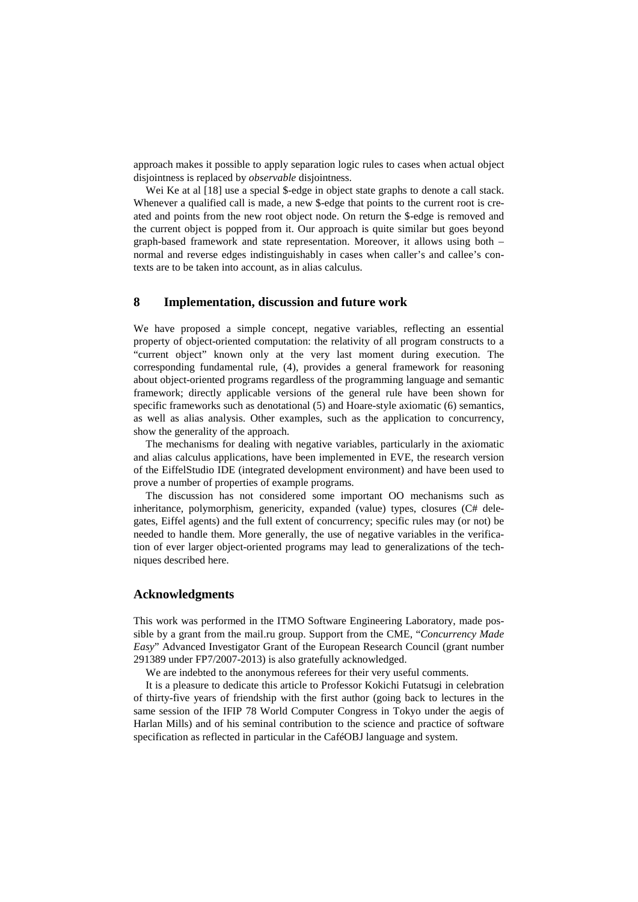approach makes it possible to apply separation logic rules to cases when actual object disjointness is replaced by *observable* disjointness.

Wei Ke at al [18] use a special $-edge in object state graphs to denote a call stack. Whenever a qualified call is made, a new $-edge that points to the current root is created and points from the new root object node. On return the $-edge is removed and the current object is popped from it. Our approach is quite similar but goes beyond graph-based framework and state representation. Moreover, it allows using both – normal and reverse edges indistinguishably in cases when caller's and callee's contexts are to be taken into account, as in alias calculus.

## 8 Implementation, discussion and future work

We have proposed a simple concept, negative variables, reflecting an essential property of object-oriented computation: the relativity of all program constructs to a "current object" known only at the very last moment during execution. The corresponding fundamental rule, (4), provides a general framework for reasoning about object-oriented programs regardless of the programming language and semantic framework; directly applicable versions of the general rule have been shown for specific frameworks such as denotational (5) and Hoare-style axiomatic (6) semantics, as well as alias analysis. Other examples, such as the application to concurrency, show the generality of the approach.

The mechanisms for dealing with negative variables, particularly in the axiomatic and alias calculus applications, have been implemented in EVE, the research version of the EiffelStudio IDE (integrated development environment) and have been used to prove a number of properties of example programs.

The discussion has not considered some important OO mechanisms such as inheritance, polymorphism, genericity, expanded (value) types, closures (C# delegates, Eiffel agents) and the full extent of concurrency; specific rules may (or not) be needed to handle them. More generally, the use of negative variables in the verification of ever larger object-oriented programs may lead to generalizations of the techniques described here.

## Acknowledgments

This work was performed in the ITMO Software Engineering Laboratory, made possible by a grant from the mail.ru group. Support from the CME, "*Concurrency Made Easy*" Advanced Investigator Grant of the European Research Council (grant number 291389 under FP7/2007-2013) is also gratefully acknowledged.

We are indebted to the anonymous referees for their very useful comments.

It is a pleasure to dedicate this article to Professor Kokichi Futatsugi in celebration of thirty-five years of friendship with the first author (going back to lectures in the same session of the IFIP 78 World Computer Congress in Tokyo under the aegis of Harlan Mills) and of his seminal contribution to the science and practice of software specification as reflected in particular in the CaféOBJ language and system.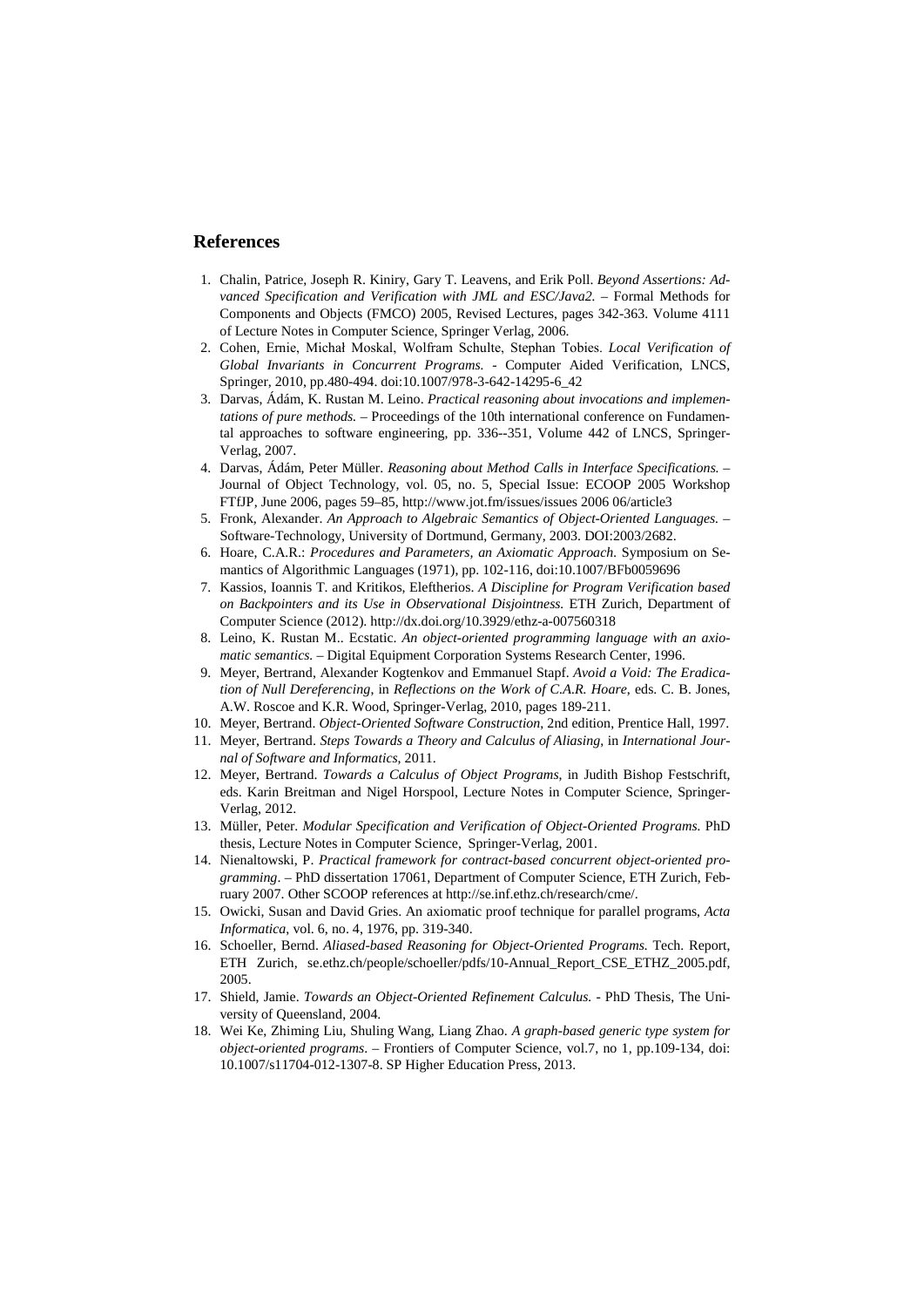## References

1. Chalin, Patrice, Joseph R. Kiniry, Gary T. Leavens, and Erik Poll. *Beyond Assertions: Advanced Specification and Verification with JML and ESC/Java2.* – Formal Methods for Components and Objects (FMCO) 2005, Revised Lectures, pages 342-363. Volume 4111 of Lecture Notes in Computer Science, Springer Verlag, 2006.
2. Cohen, Ernie, Michał Moskal, Wolfram Schulte, Stephan Tobies. *Local Verification of Global Invariants in Concurrent Programs.* - Computer Aided Verification, LNCS, Springer, 2010, pp.480-494. doi:10.1007/978-3-642-14295-6_42
3. Darvas, Ádám, K. Rustan M. Leino. *Practical reasoning about invocations and implementations of pure methods.* – Proceedings of the 10th international conference on Fundamental approaches to software engineering, pp. 336--351, Volume 442 of LNCS, Springer-Verlag, 2007.
4. Darvas, Ádám, Peter Müller. *Reasoning about Method Calls in Interface Specifications.* – Journal of Object Technology, vol. 05, no. 5, Special Issue: ECOOP 2005 Workshop FTfJP, June 2006, pages 59–85, http://www.jot.fm/issues/issues 2006 06/article3
5. Fronk, Alexander. *An Approach to Algebraic Semantics of Object-Oriented Languages.* – Software-Technology, University of Dortmund, Germany, 2003. DOI:2003/2682.
6. Hoare, C.A.R.: *Procedures and Parameters, an Axiomatic Approach.* Symposium on Semantics of Algorithmic Languages (1971), pp. 102-116, doi:10.1007/BFb0059696
7. Kassios, Ioannis T. and Kritikos, Eleftherios. *A Discipline for Program Verification based on Backpointers and its Use in Observational Disjointness.* ETH Zurich, Department of Computer Science (2012). http://dx.doi.org/10.3929/ethz-a-007560318
8. Leino, K. Rustan M.. Ecstatic. *An object-oriented programming language with an axiomatic semantics.* – Digital Equipment Corporation Systems Research Center, 1996.
9. Meyer, Bertrand, Alexander Kogtenkov and Emmanuel Stapf. *Avoid a Void: The Eradication of Null Dereferencing*, in *Reflections on the Work of C.A.R. Hoare*, eds. C. B. Jones, A.W. Roscoe and K.R. Wood, Springer-Verlag, 2010, pages 189-211.
10. Meyer, Bertrand. *Object-Oriented Software Construction*, 2nd edition, Prentice Hall, 1997.
11. Meyer, Bertrand. *Steps Towards a Theory and Calculus of Aliasing*, in *International Journal of Software and Informatics*, 2011.
12. Meyer, Bertrand. *Towards a Calculus of Object Programs*, in Judith Bishop Festschrift, eds. Karin Breitman and Nigel Horspool, Lecture Notes in Computer Science, Springer-Verlag, 2012.
13. Müller, Peter. *Modular Specification and Verification of Object-Oriented Programs.* PhD thesis, Lecture Notes in Computer Science, Springer-Verlag, 2001.
14. Nienaltowski, P. *Practical framework for contract-based concurrent object-oriented programming*. – PhD dissertation 17061, Department of Computer Science, ETH Zurich, February 2007. Other SCOOP references at http://se.inf.ethz.ch/research/cme/.
15. Owicki, Susan and David Gries. An axiomatic proof technique for parallel programs, *Acta Informatica*, vol. 6, no. 4, 1976, pp. 319-340.
16. Schoeller, Bernd. *Aliased-based Reasoning for Object-Oriented Programs.* Tech. Report, ETH Zurich, se.ethz.ch/people/schoeller/pdfs/10-Annual_Report_CSE_ETHZ_2005.pdf, 2005.
17. Shield, Jamie. *Towards an Object-Oriented Refinement Calculus.* - PhD Thesis, The University of Queensland, 2004.
18. Wei Ke, Zhiming Liu, Shuling Wang, Liang Zhao. *A graph-based generic type system for object-oriented programs*. – Frontiers of Computer Science, vol.7, no 1, pp.109-134, doi: 10.1007/s11704-012-1307-8. SP Higher Education Press, 2013.